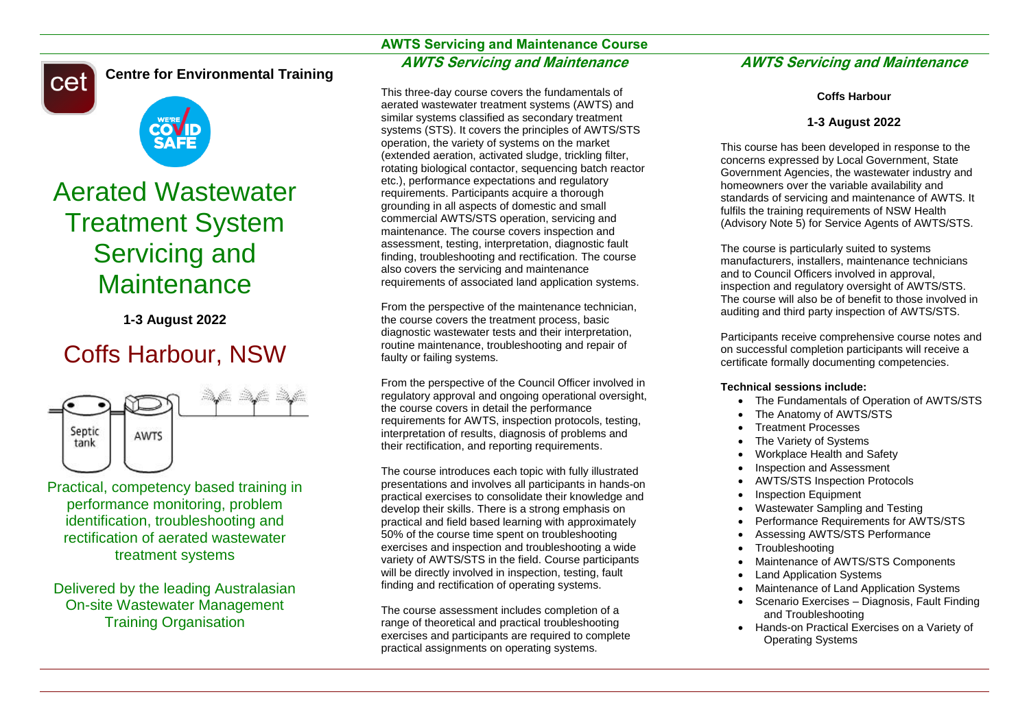# AWTS Servicing and Maintenance Course

**Centre for Environmental Training**

# Aerated Wastewater Treatment System Servicing and Maintenance

**1-3 August 2022**

## Coffs Harbour, NSW

Septic tank

AWTS

Practical, competency based training in performance monitoring, problem identification, troubleshooting and rectification of aerated wastewater treatment systems

Delivered by the leading Australasian On-site Wastewater Management Training Organisation

## *AWTS Servicing and Maintenance*

This three-day course covers the fundamentals of aerated wastewater treatment systems (AWTS) and similar systems classified as secondary treatment systems (STS). It covers the principles of AWTS/STS operation, the variety of systems on the market (extended aeration, activated sludge, trickling filter, rotating biological contactor, sequencing batch reactor etc.), performance expectations and regulatory requirements. Participants acquire a thorough grounding in all aspects of domestic and small commercial AWTS/STS operation, servicing and maintenance. The course covers inspection and assessment, testing, interpretation, diagnostic fault finding, troubleshooting and rectification. The course also covers the servicing and maintenance requirements of associated land application systems.

From the perspective of the maintenance technician, the course covers the treatment process, basic diagnostic wastewater tests and their interpretation, routine maintenance, troubleshooting and repair of faulty or failing systems.

From the perspective of the Council Officer involved in regulatory approval and ongoing operational oversight, the course covers in detail the performance requirements for AWTS, inspection protocols, testing, interpretation of results, diagnosis of problems and their rectification, and reporting requirements.

The course introduces each topic with fully illustrated presentations and involves all participants in hands-on practical exercises to consolidate their knowledge and develop their skills. There is a strong emphasis on practical and field based learning with approximately 50% of the course time spent on troubleshooting exercises and inspection and troubleshooting a wide variety of AWTS/STS in the field. Course participants will be directly involved in inspection, testing, fault finding and rectification of operating systems.

The course assessment includes completion of a range of theoretical and practical troubleshooting exercises and participants are required to complete practical assignments on operating systems.

## *AWTS Servicing and Maintenance*

**Coffs Harbour**

**1-3 August 2022**

This course has been developed in response to the concerns expressed by Local Government, State Government Agencies, the wastewater industry and homeowners over the variable availability and standards of servicing and maintenance of AWTS. It fulfils the training requirements of NSW Health (Advisory Note 5) for Service Agents of AWTS/STS.

The course is particularly suited to systems manufacturers, installers, maintenance technicians and to Council Officers involved in approval, inspection and regulatory oversight of AWTS/STS. The course will also be of benefit to those involved in auditing and third party inspection of AWTS/STS.

Participants receive comprehensive course notes and on successful completion participants will receive a certificate formally documenting competencies.

**Technical sessions include:**

- The Fundamentals of Operation of AWTS/STS
- The Anatomy of AWTS/STS
- Treatment Processes
- The Variety of Systems
- Workplace Health and Safety
- Inspection and Assessment
- AWTS/STS Inspection Protocols
- Inspection Equipment
- Wastewater Sampling and Testing
- Performance Requirements for AWTS/STS
- Assessing AWTS/STS Performance
- Troubleshooting
- Maintenance of AWTS/STS Components
- Land Application Systems
- Maintenance of Land Application Systems
- Scenario Exercises – Diagnosis, Fault Finding and Troubleshooting
- Hands-on Practical Exercises on a Variety of Operating Systems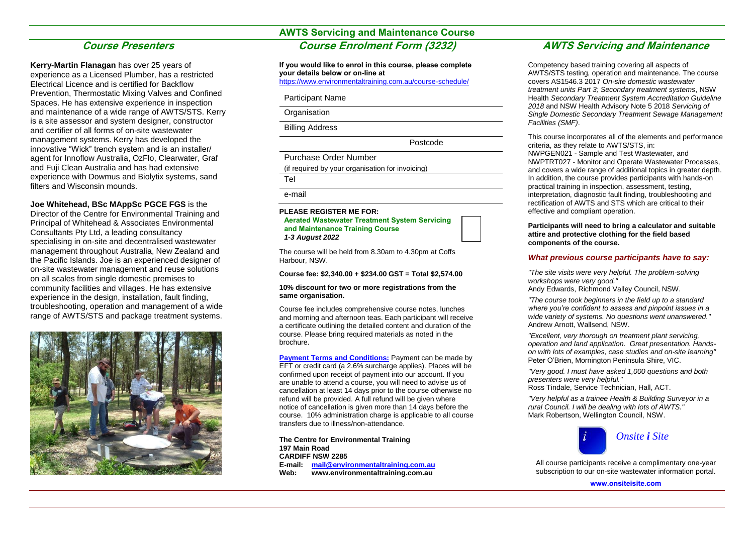## Course Presenters

**Kerry-Martin Flanagan** has over 25 years of experience as a Licensed Plumber, has a restricted Electrical Licence and is certified for Backflow Prevention, Thermostatic Mixing Valves and Confined Spaces. He has extensive experience in inspection and maintenance of a wide range of AWTS/STS. Kerry is a site assessor and system designer, constructor and certifier of all forms of on-site wastewater management systems. Kerry has developed the innovative "Wick" trench system and is an installer/ agent for Innoflow Australia, OzFlo, Clearwater, Graf and Fuji Clean Australia and has had extensive experience with Dowmus and Biolytix systems, sand filters and Wisconsin mounds.

**Joe Whitehead, BSc MAppSc PGCE FGS** is the Director of the Centre for Environmental Training and Principal of Whitehead & Associates Environmental Consultants Pty Ltd, a leading consultancy specialising in on-site and decentralised wastewater management throughout Australia, New Zealand and the Pacific Islands. Joe is an experienced designer of on-site wastewater management and reuse solutions on all scales from single domestic premises to community facilities and villages. He has extensive experience in the design, installation, fault finding, troubleshooting, operation and management of a wide range of AWTS/STS and package treatment systems.

# AWTS Servicing and Maintenance Course

## Course Enrolment Form (3232)

**If you would like to enrol in this course, please complete your details below or on-line at**
https://www.environmentaltraining.com.au/course-schedule/

Participant Name

Organisation

Billing Address

Postcode

Purchase Order Number
(if required by your organisation for invoicing)

Tel

e-mail

**PLEASE REGISTER ME FOR:**
**Aerated Wastewater Treatment System Servicing and Maintenance Training Course**
***1-3 August 2022***

The course will be held from 8.30am to 4.30pm at Coffs Harbour, NSW.

**Course fee: $2,340.00 + $234.00 GST = Total $2,574.00**

**10% discount for two or more registrations from the same organisation.**

Course fee includes comprehensive course notes, lunches and morning and afternoon teas. Each participant will receive a certificate outlining the detailed content and duration of the course. Please bring required materials as noted in the brochure.

**Payment Terms and Conditions:** Payment can be made by EFT or credit card (a 2.6% surcharge applies). Places will be confirmed upon receipt of payment into our account. If you are unable to attend a course, you will need to advise us of cancellation at least 14 days prior to the course otherwise no refund will be provided. A full refund will be given where notice of cancellation is given more than 14 days before the course. 10% administration charge is applicable to all course transfers due to illness/non-attendance.

**The Centre for Environmental Training**
**197 Main Road**
**CARDIFF NSW 2285**
**E-mail:** mail@environmentaltraining.com.au
**Web:** www.environmentaltraining.com.au

## AWTS Servicing and Maintenance

Competency based training covering all aspects of AWTS/STS testing, operation and maintenance. The course covers AS1546.3 2017 *On-site domestic wastewater treatment units Part 3; Secondary treatment systems*, NSW Health *Secondary Treatment System Accreditation Guideline 2018* and NSW Health Advisory Note 5 2018 *Servicing of Single Domestic Secondary Treatment Sewage Management Facilities (SMF)*.

This course incorporates all of the elements and performance criteria, as they relate to AWTS/STS, in:
NWPGEN021 - Sample and Test Wastewater, and
NWPTRT027 - Monitor and Operate Wastewater Processes, and covers a wide range of additional topics in greater depth. In addition, the course provides participants with hands-on practical training in inspection, assessment, testing, interpretation, diagnostic fault finding, troubleshooting and rectification of AWTS and STS which are critical to their effective and compliant operation.

**Participants will need to bring a calculator and suitable attire and protective clothing for the field based components of the course.**

### *What previous course participants have to say:*

*"The site visits were very helpful. The problem-solving workshops were very good."*
Andy Edwards, Richmond Valley Council, NSW.

*"The course took beginners in the field up to a standard where you're confident to assess and pinpoint issues in a wide variety of systems. No questions went unanswered."*
Andrew Arnott, Wallsend, NSW.

*"Excellent, very thorough on treatment plant servicing, operation and land application. Great presentation. Hands-on with lots of examples, case studies and on-site learning"*
Peter O'Brien, Mornington Peninsula Shire, VIC.

*"Very good. I must have asked 1,000 questions and both presenters were very helpful."*
Ross Tindale, Service Technician, Hall, ACT.

*"Very helpful as a trainee Health & Building Surveyor in a rural Council. I will be dealing with lots of AWTS."*
Mark Robertson, Wellington Council, NSW.

*Onsite i Site*

All course participants receive a complimentary one-year subscription to our on-site wastewater information portal.

**www.onsiteisite.com**